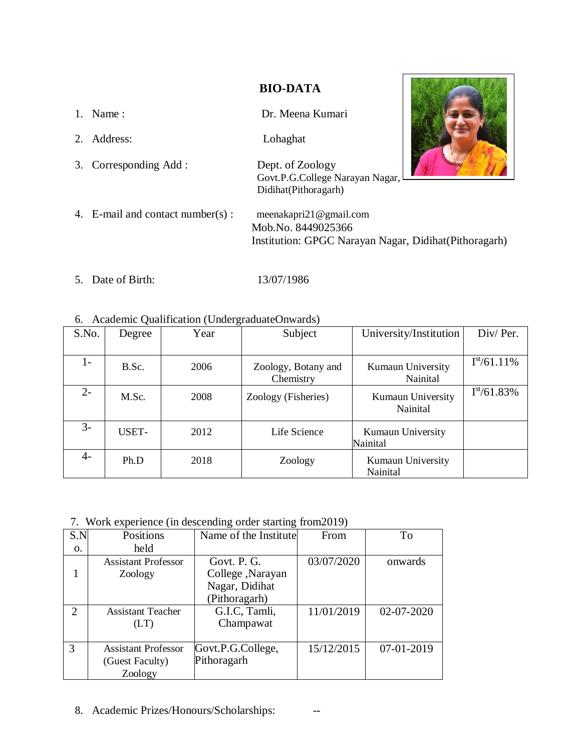# BIO-DATA

1. Name : Dr. Meena Kumari
2. Address: Lohaghat
3. Corresponding Add : Dept. of Zoology
   Govt.P.G.College Narayan Nagar,
   Didihat(Pithoragarh)
4. E-mail and contact number(s) : meenakapri21@gmail.com
   Mob.No. 8449025366
   Institution: GPGC Narayan Nagar, Didihat(Pithoragarh)
5. Date of Birth: 13/07/1986
6. Academic Qualification (UndergraduateOnwards)

| S.No. | Degree | Year | Subject | University/Institution | Div/ Per. |
|---|---|---|---|---|---|
| 1- | B.Sc. | 2006 | Zoology, Botany and Chemistry | Kumaun University Nainital | I$^{st}$/61.11% |
| 2- | M.Sc. | 2008 | Zoology (Fisheries) | Kumaun University Nainital | I$^{st}$/61.83% |
| 3- | USET- | 2012 | Life Science | Kumaun University Nainital | |
| 4- | Ph.D | 2018 | Zoology | Kumaun University Nainital | |

7. Work experience (in descending order starting from2019)

| S.No. | Positions held | Name of the Institute | From | To |
|---|---|---|---|---|
| 1 | Assistant Professor Zoology | Govt. P. G. College ,Narayan Nagar, Didihat (Pithoragarh) | 03/07/2020 | onwards |
| 2 | Assistant Teacher (LT) | G.I.C, Tamli, Champawat | 11/01/2019 | 02-07-2020 |
| 3 | Assistant Professor (Guest Faculty) Zoology | Govt.P.G.College, Pithoragarh | 15/12/2015 | 07-01-2019 |

8. Academic Prizes/Honours/Scholarships: --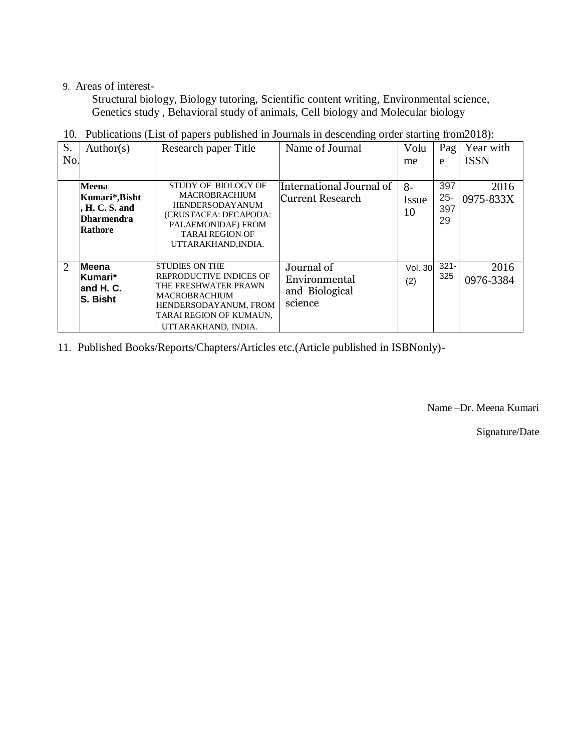9. Areas of interest-

   Structural biology, Biology tutoring, Scientific content writing, Environmental science, Genetics study , Behavioral study of animals, Cell biology and Molecular biology

10. Publications (List of papers published in Journals in descending order starting from2018):

| S. No. | Author(s) | Research paper Title | Name of Journal | Volume | Page | Year with ISSN |
|---|---|---|---|---|---|---|
| | **Meena Kumari*,Bisht , H. C. S. and Dharmendra Rathore** | STUDY OF BIOLOGY OF MACROBRACHIUM HENDERSODAYANUM (CRUSTACEA: DECAPODA: PALAEMONIDAE) FROM TARAI REGION OF UTTARAKHAND,INDIA. | International Journal of Current Research | 8-Issue 10 | 39725-39729 | 2016 0975-833X |
| 2 | **Meena Kumari* and H. C. S. Bisht** | STUDIES ON THE REPRODUCTIVE INDICES OF THE FRESHWATER PRAWN MACROBRACHIUM HENDERSODAYANUM, FROM TARAI REGION OF KUMAUN, UTTARAKHAND, INDIA. | Journal of Environmental and Biological science | Vol. 30 (2) | 321-325 | 2016 0976-3384 |

11. Published Books/Reports/Chapters/Articles etc.(Article published in ISBNonly)-

Name –Dr. Meena Kumari

Signature/Date